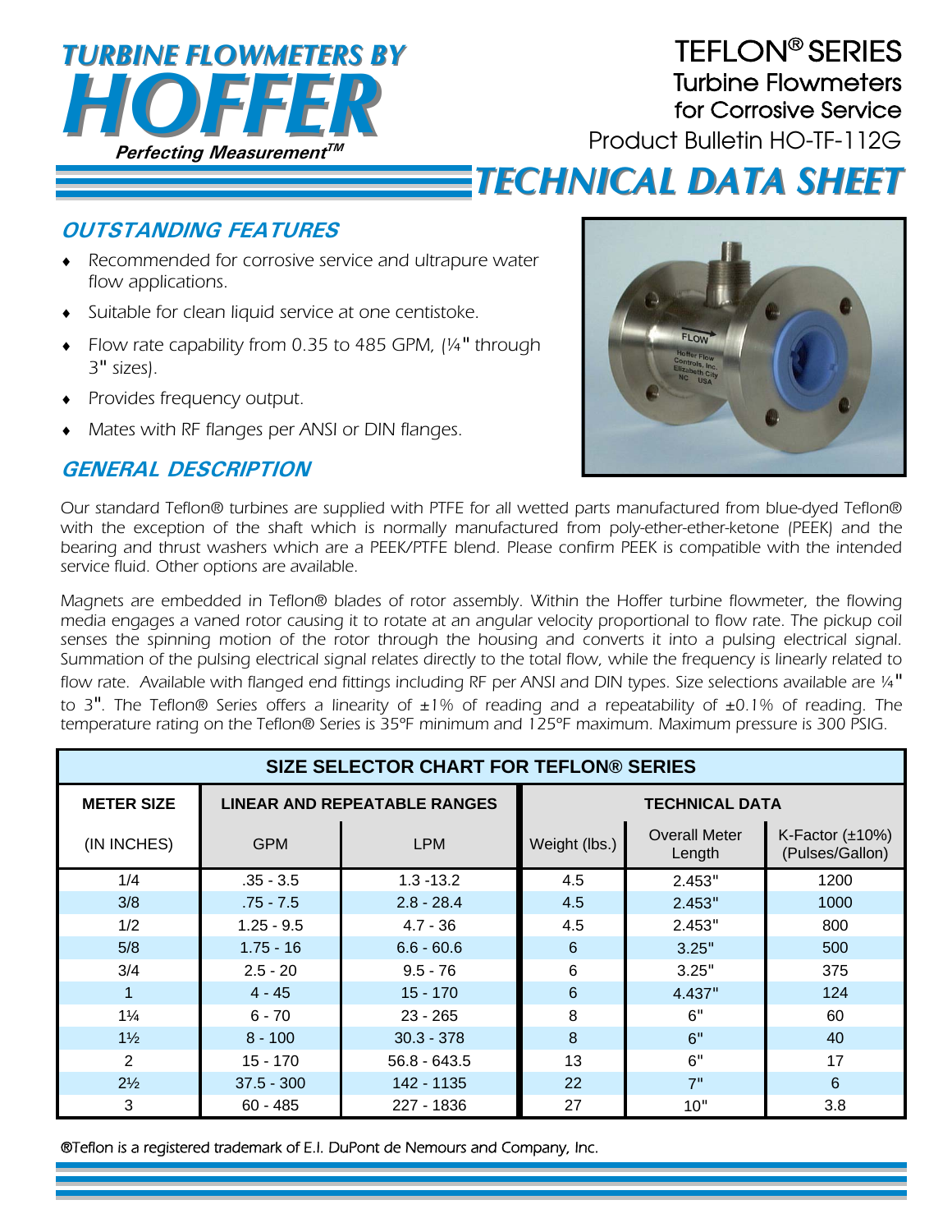# TURBINE FLOWMETERS BY HOFFER

*Perfecting Measurement™*

## TEFLON® SERIES
## Turbine Flowmeters for Corrosive Service

Product Bulletin HO-TF-112G

# TECHNICAL DATA SHEET

## OUTSTANDING FEATURES

- *Recommended for corrosive service and ultrapure water flow applications.*
- *Suitable for clean liquid service at one centistoke.*
- *Flow rate capability from 0.35 to 485 GPM, (¼" through 3" sizes).*
- *Provides frequency output.*
- *Mates with RF flanges per ANSI or DIN flanges.*

## GENERAL DESCRIPTION

*Our standard Teflon® turbines are supplied with PTFE for all wetted parts manufactured from blue-dyed Teflon® with the exception of the shaft which is normally manufactured from poly-ether-ether-ketone (PEEK) and the bearing and thrust washers which are a PEEK/PTFE blend. Please confirm PEEK is compatible with the intended service fluid. Other options are available.*

*Magnets are embedded in Teflon® blades of rotor assembly. Within the Hoffer turbine flowmeter, the flowing media engages a vaned rotor causing it to rotate at an angular velocity proportional to flow rate. The pickup coil senses the spinning motion of the rotor through the housing and converts it into a pulsing electrical signal. Summation of the pulsing electrical signal relates directly to the total flow, while the frequency is linearly related to flow rate. Available with flanged end fittings including RF per ANSI and DIN types. Size selections available are ¼" to 3". The Teflon® Series offers a linearity of ±1% of reading and a repeatability of ±0.1% of reading. The temperature rating on the Teflon® Series is 35°F minimum and 125°F maximum. Maximum pressure is 300 PSIG.*

**SIZE SELECTOR CHART FOR TEFLON® SERIES**

| METER SIZE | LINEAR AND REPEATABLE RANGES | | TECHNICAL DATA | | |
|---|---|---|---|---|---|
| (IN INCHES) | GPM | LPM | Weight (lbs.) | Overall Meter Length | K-Factor (±10%) (Pulses/Gallon) |
| 1/4 | .35 - 3.5 | 1.3 -13.2 | 4.5 | 2.453" | 1200 |
| 3/8 | .75 - 7.5 | 2.8 - 28.4 | 4.5 | 2.453" | 1000 |
| 1/2 | 1.25 - 9.5 | 4.7 - 36 | 4.5 | 2.453" | 800 |
| 5/8 | 1.75 - 16 | 6.6 - 60.6 | 6 | 3.25" | 500 |
| 3/4 | 2.5 - 20 | 9.5 - 76 | 6 | 3.25" | 375 |
| 1 | 4 - 45 | 15 - 170 | 6 | 4.437" | 124 |
| 1¼ | 6 - 70 | 23 - 265 | 8 | 6" | 60 |
| 1½ | 8 - 100 | 30.3 - 378 | 8 | 6" | 40 |
| 2 | 15 - 170 | 56.8 - 643.5 | 13 | 6" | 17 |
| 2½ | 37.5 - 300 | 142 - 1135 | 22 | 7" | 6 |
| 3 | 60 - 485 | 227 - 1836 | 27 | 10" | 3.8 |

®Teflon is a registered trademark of E.I. DuPont de Nemours and Company, Inc.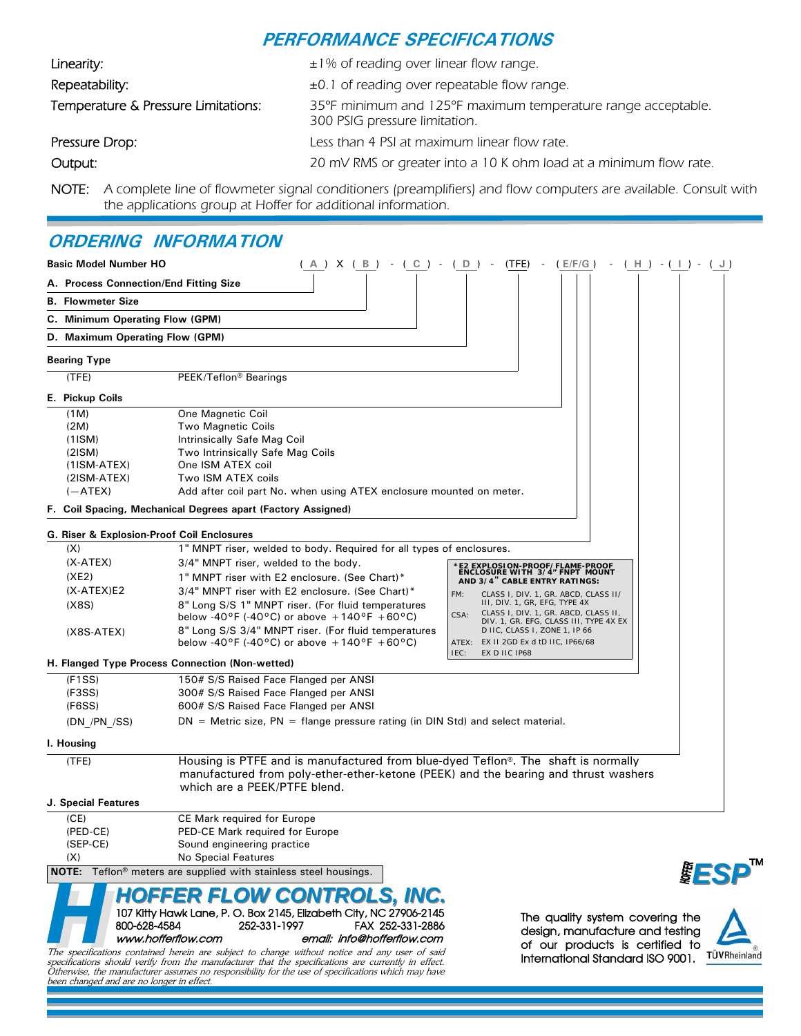## PERFORMANCE SPECIFICATIONS

| | |
|---|---|
| Linearity: | ±1% of reading over linear flow range. |
| Repeatability: | ±0.1 of reading over repeatable flow range. |
| Temperature & Pressure Limitations: | 35°F minimum and 125°F maximum temperature range acceptable. 300 PSIG pressure limitation. |
| Pressure Drop: | Less than 4 PSI at maximum linear flow rate. |
| Output: | 20 mV RMS or greater into a 10 K ohm load at a minimum flow rate. |

NOTE: A complete line of flowmeter signal conditioners (preamplifiers) and flow computers are available. Consult with the applications group at Hoffer for additional information.

## ORDERING INFORMATION

**Basic Model Number HO** ( A ) X ( B ) - ( C ) - ( D ) - (TFE) - (E/F/G) - ( H ) - ( I ) - ( J )

**A. Process Connection/End Fitting Size**

**B. Flowmeter Size**

**C. Minimum Operating Flow (GPM)**

**D. Maximum Operating Flow (GPM)**

**Bearing Type**

| | |
|---|---|
| (TFE) | PEEK/Teflon® Bearings |

**E. Pickup Coils**

| | |
|---|---|
| (1M) | One Magnetic Coil |
| (2M) | Two Magnetic Coils |
| (1ISM) | Intrinsically Safe Mag Coil |
| (2ISM) | Two Intrinsically Safe Mag Coils |
| (1ISM-ATEX) | One ISM ATEX coil |
| (2ISM-ATEX) | Two ISM ATEX coils |
| (—ATEX) | Add after coil part No. when using ATEX enclosure mounted on meter. |

**F. Coil Spacing, Mechanical Degrees apart (Factory Assigned)**

**G. Riser & Explosion-Proof Coil Enclosures**

| | |
|---|---|
| (X) | 1" MNPT riser, welded to body. Required for all types of enclosures. |
| (X-ATEX) | 3/4" MNPT riser, welded to the body. |
| (XE2) | 1" MNPT riser with E2 enclosure. (See Chart)* |
| (X-ATEX)E2 | 3/4" MNPT riser with E2 enclosure. (See Chart)* |
| (X8S) | 8" Long S/S 1" MNPT riser. (For fluid temperatures below -40°F (-40°C) or above +140°F +60°C) |
| (X8S-ATEX) | 8" Long S/S 3/4" MNPT riser. (For fluid temperatures below -40°F (-40°C) or above +140°F +60°C) |

**\*E2 EXPLOSION-PROOF/FLAME-PROOF ENCLOSURE WITH 3/4" FNPT MOUNT AND 3/4" CABLE ENTRY RATINGS:**

| | |
|---|---|
| FM: | CLASS I, DIV. 1, GR. ABCD, CLASS II/III, DIV. 1, GR, EFG, TYPE 4X |
| CSA: | CLASS I, DIV. 1, GR. ABCD, CLASS II, DIV. 1, GR. EFG, CLASS III, TYPE 4X EX D IIC, CLASS I, ZONE 1, IP 66 |
| ATEX: | EX II 2GD Ex d tD IIC, IP66/68 |
| IEC: | EX D IIC IP68 |

**H. Flanged Type Process Connection (Non-wetted)**

| | |
|---|---|
| (F1SS) | 150# S/S Raised Face Flanged per ANSI |
| (F3SS) | 300# S/S Raised Face Flanged per ANSI |
| (F6SS) | 600# S/S Raised Face Flanged per ANSI |
| (DN_/PN_/SS) | DN = Metric size, PN = flange pressure rating (in DIN Std) and select material. |

**I. Housing**

| | |
|---|---|
| (TFE) | Housing is PTFE and is manufactured from blue-dyed Teflon®. The shaft is normally manufactured from poly-ether-ether-ketone (PEEK) and the bearing and thrust washers which are a PEEK/PTFE blend. |

**J. Special Features**

| | |
|---|---|
| (CE) | CE Mark required for Europe |
| (PED-CE) | PED-CE Mark required for Europe |
| (SEP-CE) | Sound engineering practice |
| (X) | No Special Features |

**NOTE:** Teflon® meters are supplied with stainless steel housings.

ESP™

**HOFFER FLOW CONTROLS, INC.**
107 Kitty Hawk Lane, P. O. Box 2145, Elizabeth City, NC 27906-2145
800-628-4584 252-331-1997 FAX 252-331-2886
www.hofferflow.com email: info@hofferflow.com

*The specifications contained herein are subject to change without notice and any user of said specifications should verify from the manufacturer that the specifications are currently in effect. Otherwise, the manufacturer assumes no responsibility for the use of specifications which may have been changed and are no longer in effect.*

The quality system covering the design, manufacture and testing of our products is certified to International Standard ISO 9001.

TÜVRheinland